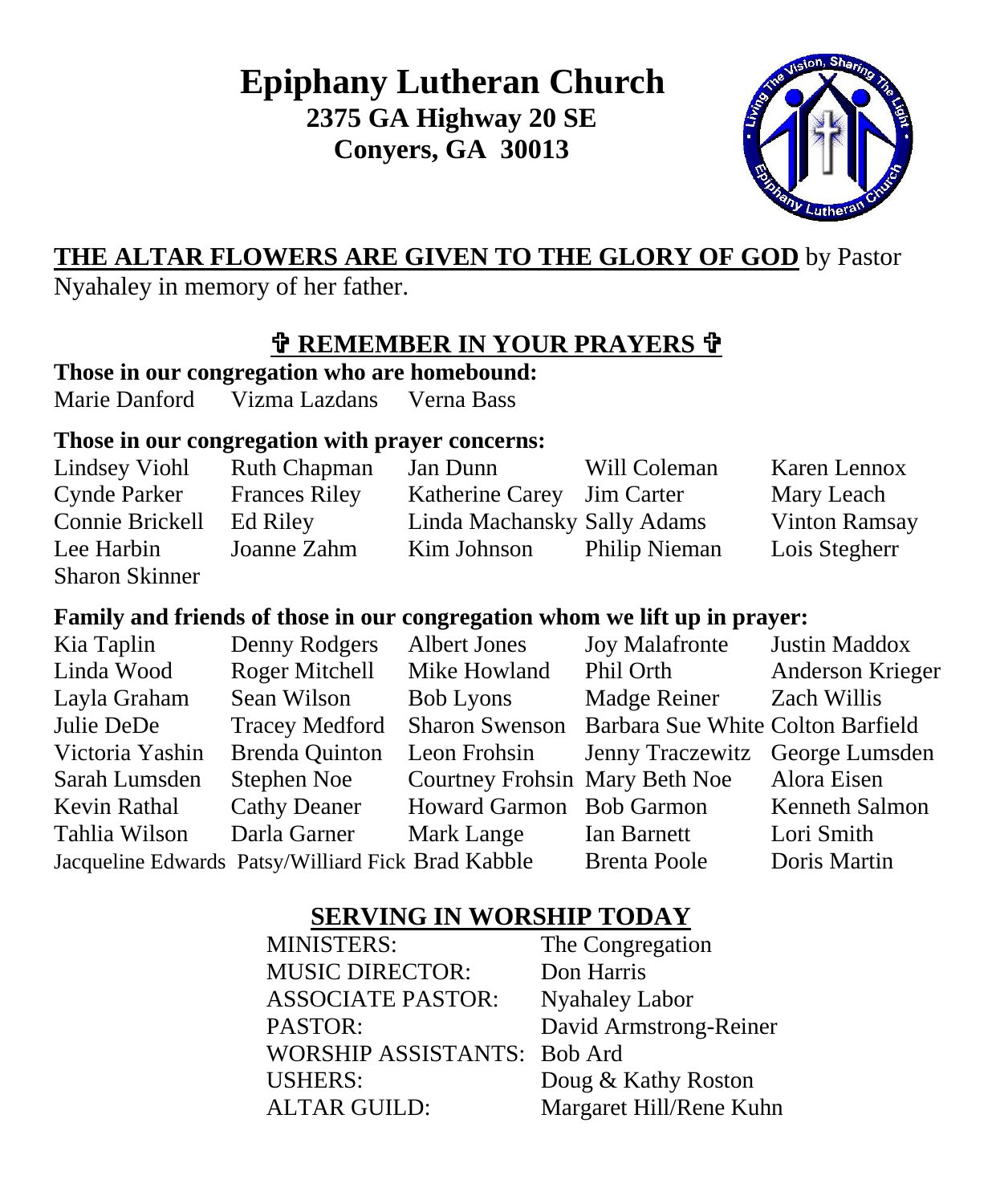# Epiphany Lutheran Church

**2375 GA Highway 20 SE**
**Conyers, GA 30013**

**THE ALTAR FLOWERS ARE GIVEN TO THE GLORY OF GOD** by Pastor Nyahaley in memory of her father.

## ✞ REMEMBER IN YOUR PRAYERS ✞

**Those in our congregation who are homebound:**

Marie Danford, Vizma Lazdans, Verna Bass

**Those in our congregation with prayer concerns:**

| | | | | |
|---|---|---|---|---|
| Lindsey Viohl | Ruth Chapman | Jan Dunn | Will Coleman | Karen Lennox |
| Cynde Parker | Frances Riley | Katherine Carey | Jim Carter | Mary Leach |
| Connie Brickell | Ed Riley | Linda Machansky | Sally Adams | Vinton Ramsay |
| Lee Harbin | Joanne Zahm | Kim Johnson | Philip Nieman | Lois Stegherr |
| Sharon Skinner | | | | |

**Family and friends of those in our congregation whom we lift up in prayer:**

| | | | | |
|---|---|---|---|---|
| Kia Taplin | Denny Rodgers | Albert Jones | Joy Malafronte | Justin Maddox |
| Linda Wood | Roger Mitchell | Mike Howland | Phil Orth | Anderson Krieger |
| Layla Graham | Sean Wilson | Bob Lyons | Madge Reiner | Zach Willis |
| Julie DeDe | Tracey Medford | Sharon Swenson | Barbara Sue White | Colton Barfield |
| Victoria Yashin | Brenda Quinton | Leon Frohsin | Jenny Traczewitz | George Lumsden |
| Sarah Lumsden | Stephen Noe | Courtney Frohsin | Mary Beth Noe | Alora Eisen |
| Kevin Rathal | Cathy Deaner | Howard Garmon | Bob Garmon | Kenneth Salmon |
| Tahlia Wilson | Darla Garner | Mark Lange | Ian Barnett | Lori Smith |
| Jacqueline Edwards | Patsy/Williard Fick | Brad Kabble | Brenta Poole | Doris Martin |

## SERVING IN WORSHIP TODAY

| | |
|---|---|
| MINISTERS: | The Congregation |
| MUSIC DIRECTOR: | Don Harris |
| ASSOCIATE PASTOR: | Nyahaley Labor |
| PASTOR: | David Armstrong-Reiner |
| WORSHIP ASSISTANTS: | Bob Ard |
| USHERS: | Doug & Kathy Roston |
| ALTAR GUILD: | Margaret Hill/Rene Kuhn |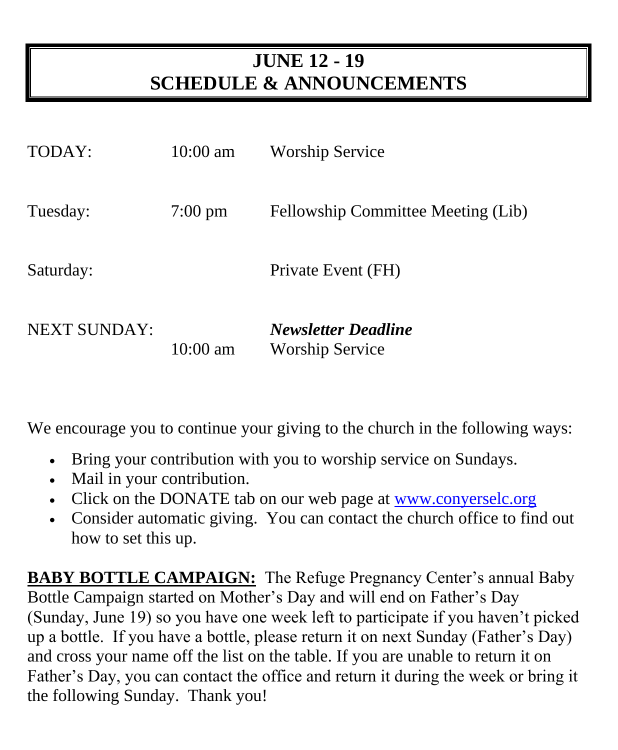# JUNE 12 - 19
# SCHEDULE & ANNOUNCEMENTS

| | | |
|---|---|---|
| TODAY: | 10:00 am | Worship Service |
| Tuesday: | 7:00 pm | Fellowship Committee Meeting (Lib) |
| Saturday: | | Private Event (FH) |
| NEXT SUNDAY: | | ***Newsletter Deadline*** |
| | 10:00 am | Worship Service |

We encourage you to continue your giving to the church in the following ways:

- Bring your contribution with you to worship service on Sundays.
- Mail in your contribution.
- Click on the DONATE tab on our web page at [www.conyerselc.org](http://www.conyerselc.org)
- Consider automatic giving. You can contact the church office to find out how to set this up.

**BABY BOTTLE CAMPAIGN:** The Refuge Pregnancy Center's annual Baby Bottle Campaign started on Mother's Day and will end on Father's Day (Sunday, June 19) so you have one week left to participate if you haven't picked up a bottle. If you have a bottle, please return it on next Sunday (Father's Day) and cross your name off the list on the table. If you are unable to return it on Father's Day, you can contact the office and return it during the week or bring it the following Sunday. Thank you!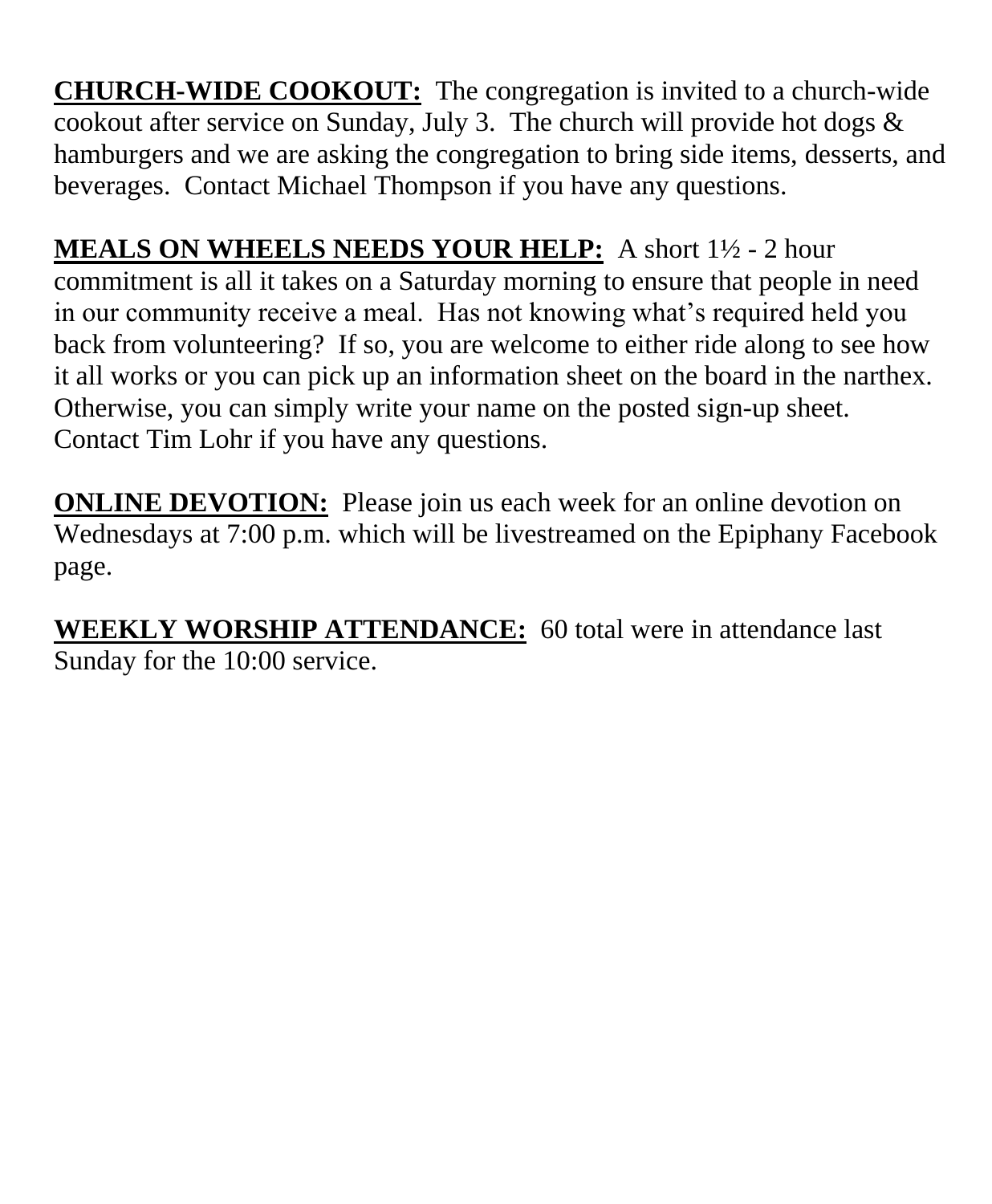**CHURCH-WIDE COOKOUT:** The congregation is invited to a church-wide cookout after service on Sunday, July 3. The church will provide hot dogs & hamburgers and we are asking the congregation to bring side items, desserts, and beverages. Contact Michael Thompson if you have any questions.

**MEALS ON WHEELS NEEDS YOUR HELP:** A short 1½ - 2 hour commitment is all it takes on a Saturday morning to ensure that people in need in our community receive a meal. Has not knowing what's required held you back from volunteering? If so, you are welcome to either ride along to see how it all works or you can pick up an information sheet on the board in the narthex. Otherwise, you can simply write your name on the posted sign-up sheet. Contact Tim Lohr if you have any questions.

**ONLINE DEVOTION:** Please join us each week for an online devotion on Wednesdays at 7:00 p.m. which will be livestreamed on the Epiphany Facebook page.

**WEEKLY WORSHIP ATTENDANCE:** 60 total were in attendance last Sunday for the 10:00 service.